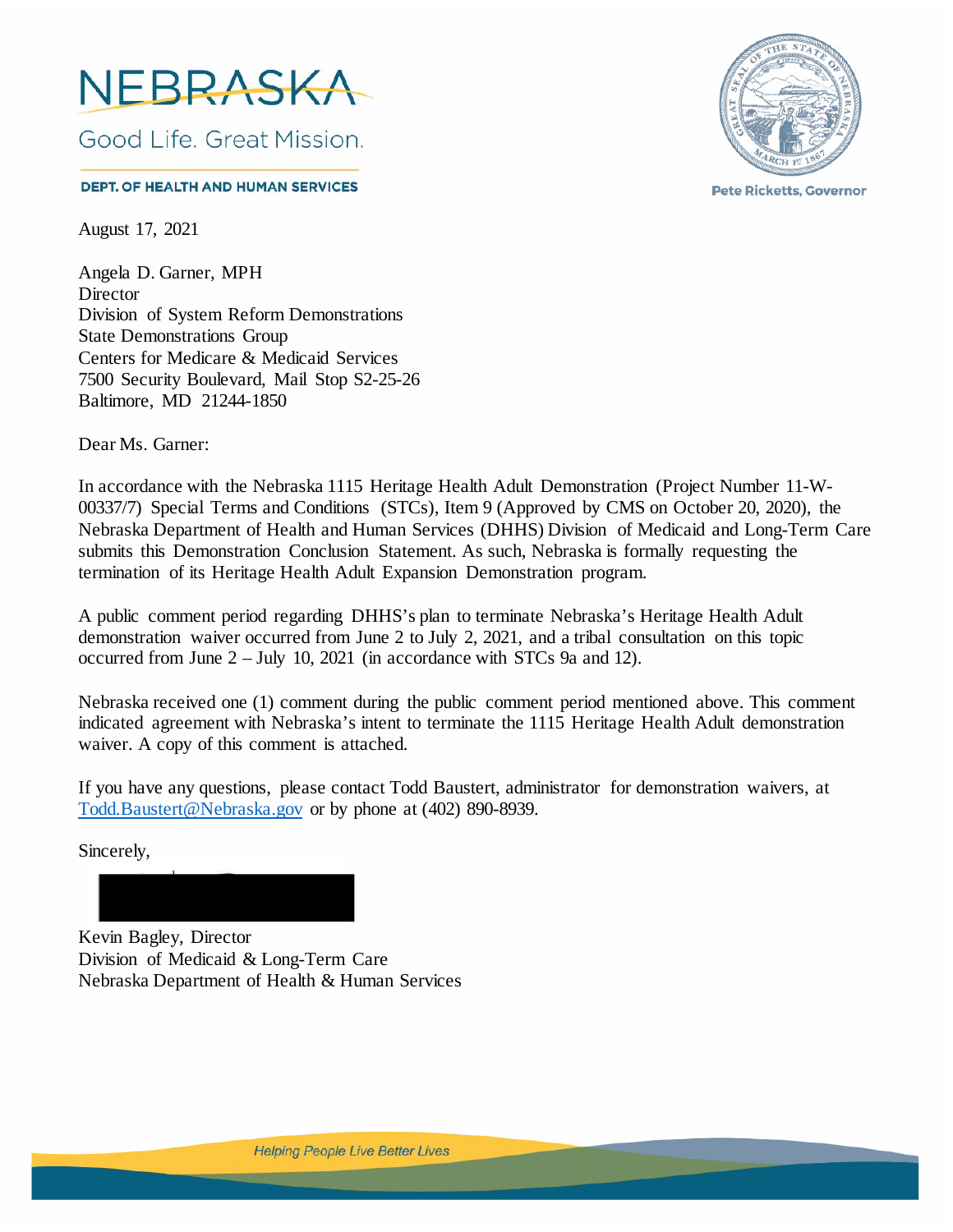NEBRASKA

Good Life. Great Mission.

DEPT. OF HEALTH AND HUMAN SERVICES

Pete Ricketts, Governor

August 17, 2021

Angela D. Garner, MPH
Director
Division of System Reform Demonstrations
State Demonstrations Group
Centers for Medicare & Medicaid Services
7500 Security Boulevard, Mail Stop S2-25-26
Baltimore, MD 21244-1850

Dear Ms. Garner:

In accordance with the Nebraska 1115 Heritage Health Adult Demonstration (Project Number 11-W-00337/7) Special Terms and Conditions (STCs), Item 9 (Approved by CMS on October 20, 2020), the Nebraska Department of Health and Human Services (DHHS) Division of Medicaid and Long-Term Care submits this Demonstration Conclusion Statement. As such, Nebraska is formally requesting the termination of its Heritage Health Adult Expansion Demonstration program.

A public comment period regarding DHHS's plan to terminate Nebraska's Heritage Health Adult demonstration waiver occurred from June 2 to July 2, 2021, and a tribal consultation on this topic occurred from June 2 – July 10, 2021 (in accordance with STCs 9a and 12).

Nebraska received one (1) comment during the public comment period mentioned above. This comment indicated agreement with Nebraska's intent to terminate the 1115 Heritage Health Adult demonstration waiver. A copy of this comment is attached.

If you have any questions, please contact Todd Baustert, administrator for demonstration waivers, at Todd.Baustert@Nebraska.gov or by phone at (402) 890-8939.

Sincerely,

Kevin Bagley, Director
Division of Medicaid & Long-Term Care
Nebraska Department of Health & Human Services

Helping People Live Better Lives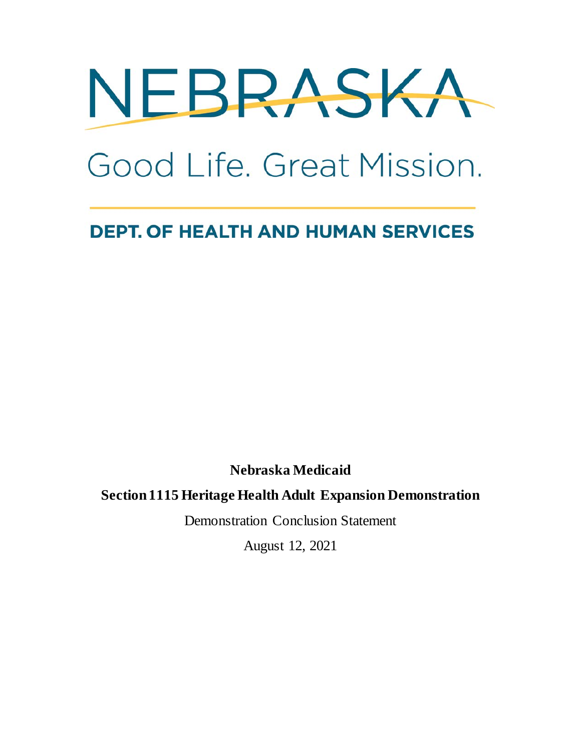# NEBRASKA

Good Life. Great Mission.

**DEPT. OF HEALTH AND HUMAN SERVICES**

**Nebraska Medicaid**

**Section 1115 Heritage Health Adult Expansion Demonstration**

Demonstration Conclusion Statement

August 12, 2021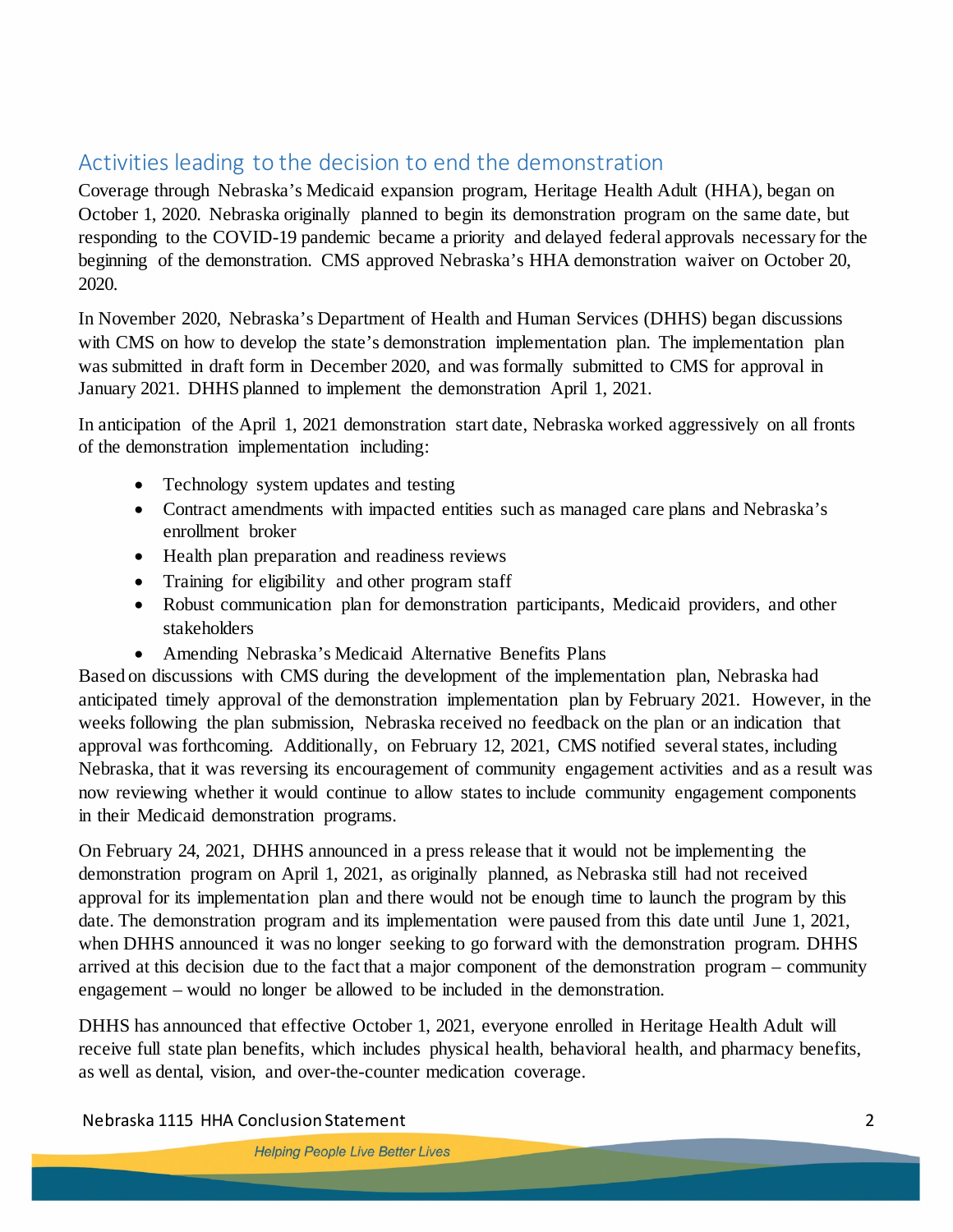## Activities leading to the decision to end the demonstration

Coverage through Nebraska's Medicaid expansion program, Heritage Health Adult (HHA), began on October 1, 2020. Nebraska originally planned to begin its demonstration program on the same date, but responding to the COVID-19 pandemic became a priority and delayed federal approvals necessary for the beginning of the demonstration. CMS approved Nebraska's HHA demonstration waiver on October 20, 2020.

In November 2020, Nebraska's Department of Health and Human Services (DHHS) began discussions with CMS on how to develop the state's demonstration implementation plan. The implementation plan was submitted in draft form in December 2020, and was formally submitted to CMS for approval in January 2021. DHHS planned to implement the demonstration April 1, 2021.

In anticipation of the April 1, 2021 demonstration start date, Nebraska worked aggressively on all fronts of the demonstration implementation including:

- Technology system updates and testing
- Contract amendments with impacted entities such as managed care plans and Nebraska's enrollment broker
- Health plan preparation and readiness reviews
- Training for eligibility and other program staff
- Robust communication plan for demonstration participants, Medicaid providers, and other stakeholders
- Amending Nebraska's Medicaid Alternative Benefits Plans

Based on discussions with CMS during the development of the implementation plan, Nebraska had anticipated timely approval of the demonstration implementation plan by February 2021. However, in the weeks following the plan submission, Nebraska received no feedback on the plan or an indication that approval was forthcoming. Additionally, on February 12, 2021, CMS notified several states, including Nebraska, that it was reversing its encouragement of community engagement activities and as a result was now reviewing whether it would continue to allow states to include community engagement components in their Medicaid demonstration programs.

On February 24, 2021, DHHS announced in a press release that it would not be implementing the demonstration program on April 1, 2021, as originally planned, as Nebraska still had not received approval for its implementation plan and there would not be enough time to launch the program by this date. The demonstration program and its implementation were paused from this date until June 1, 2021, when DHHS announced it was no longer seeking to go forward with the demonstration program. DHHS arrived at this decision due to the fact that a major component of the demonstration program – community engagement – would no longer be allowed to be included in the demonstration.

DHHS has announced that effective October 1, 2021, everyone enrolled in Heritage Health Adult will receive full state plan benefits, which includes physical health, behavioral health, and pharmacy benefits, as well as dental, vision, and over-the-counter medication coverage.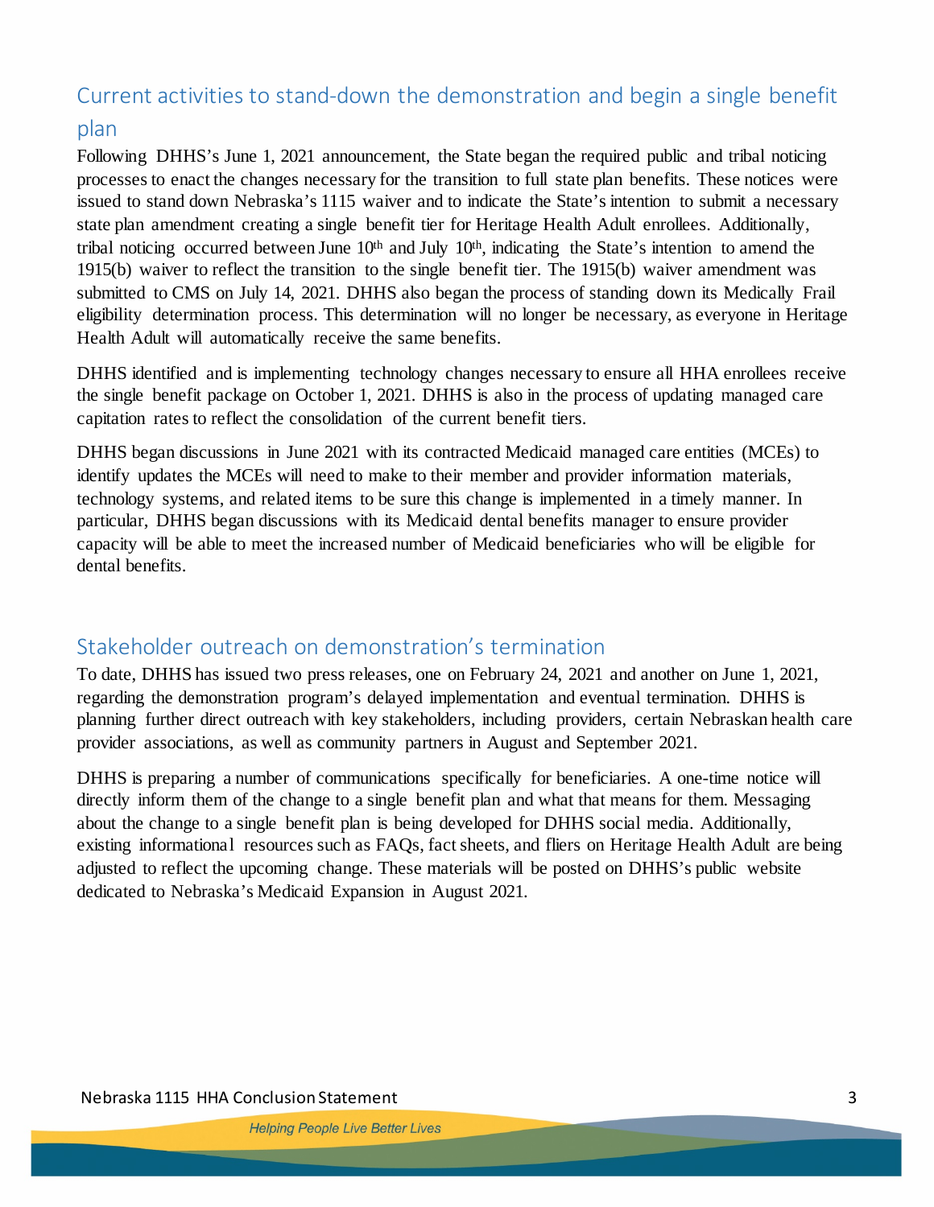## Current activities to stand-down the demonstration and begin a single benefit plan

Following DHHS's June 1, 2021 announcement, the State began the required public and tribal noticing processes to enact the changes necessary for the transition to full state plan benefits. These notices were issued to stand down Nebraska's 1115 waiver and to indicate the State's intention to submit a necessary state plan amendment creating a single benefit tier for Heritage Health Adult enrollees. Additionally, tribal noticing occurred between June 10th and July 10th, indicating the State's intention to amend the 1915(b) waiver to reflect the transition to the single benefit tier. The 1915(b) waiver amendment was submitted to CMS on July 14, 2021. DHHS also began the process of standing down its Medically Frail eligibility determination process. This determination will no longer be necessary, as everyone in Heritage Health Adult will automatically receive the same benefits.

DHHS identified and is implementing technology changes necessary to ensure all HHA enrollees receive the single benefit package on October 1, 2021. DHHS is also in the process of updating managed care capitation rates to reflect the consolidation of the current benefit tiers.

DHHS began discussions in June 2021 with its contracted Medicaid managed care entities (MCEs) to identify updates the MCEs will need to make to their member and provider information materials, technology systems, and related items to be sure this change is implemented in a timely manner. In particular, DHHS began discussions with its Medicaid dental benefits manager to ensure provider capacity will be able to meet the increased number of Medicaid beneficiaries who will be eligible for dental benefits.

## Stakeholder outreach on demonstration's termination

To date, DHHS has issued two press releases, one on February 24, 2021 and another on June 1, 2021, regarding the demonstration program's delayed implementation and eventual termination. DHHS is planning further direct outreach with key stakeholders, including providers, certain Nebraskan health care provider associations, as well as community partners in August and September 2021.

DHHS is preparing a number of communications specifically for beneficiaries. A one-time notice will directly inform them of the change to a single benefit plan and what that means for them. Messaging about the change to a single benefit plan is being developed for DHHS social media. Additionally, existing informational resources such as FAQs, fact sheets, and fliers on Heritage Health Adult are being adjusted to reflect the upcoming change. These materials will be posted on DHHS's public website dedicated to Nebraska's Medicaid Expansion in August 2021.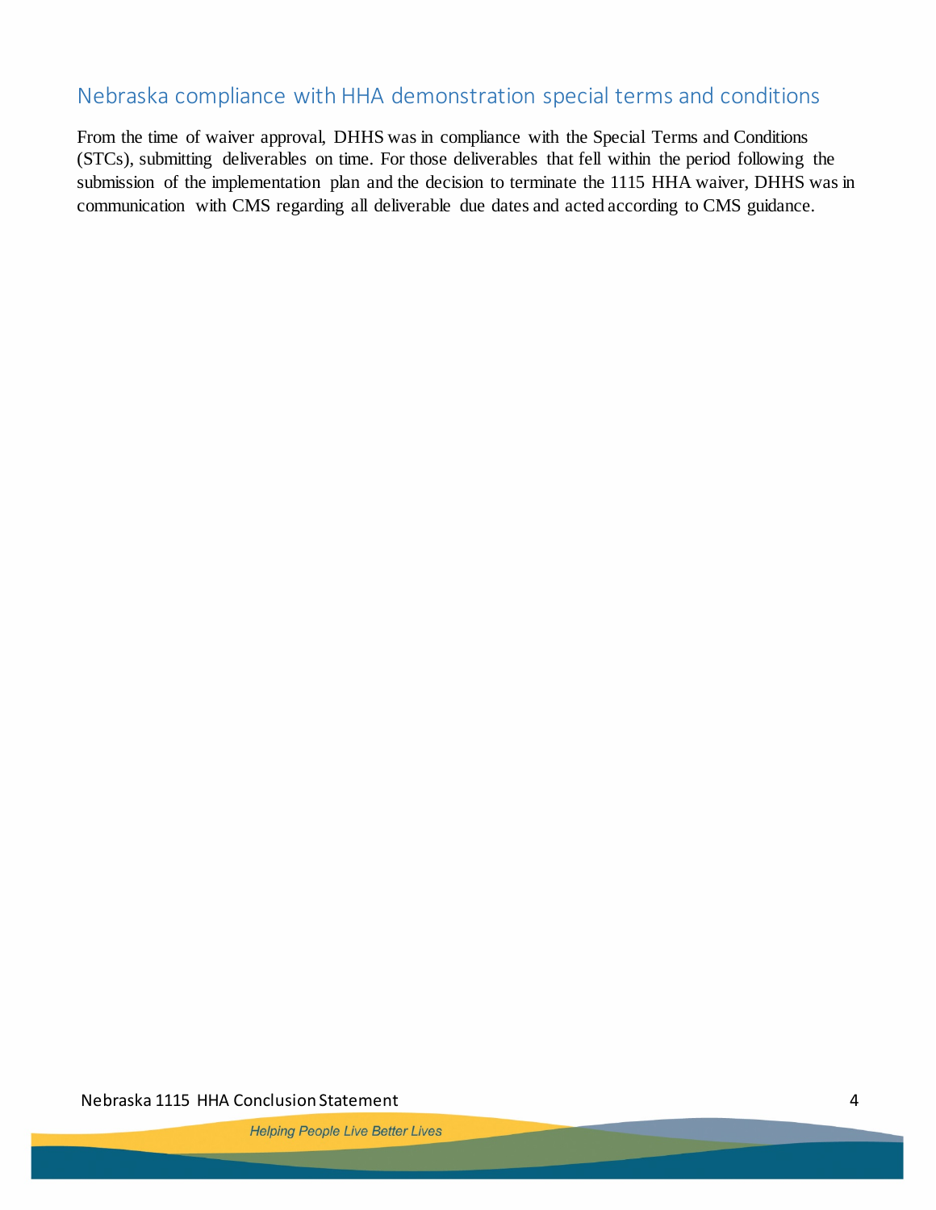## Nebraska compliance with HHA demonstration special terms and conditions

From the time of waiver approval, DHHS was in compliance with the Special Terms and Conditions (STCs), submitting deliverables on time. For those deliverables that fell within the period following the submission of the implementation plan and the decision to terminate the 1115 HHA waiver, DHHS was in communication with CMS regarding all deliverable due dates and acted according to CMS guidance.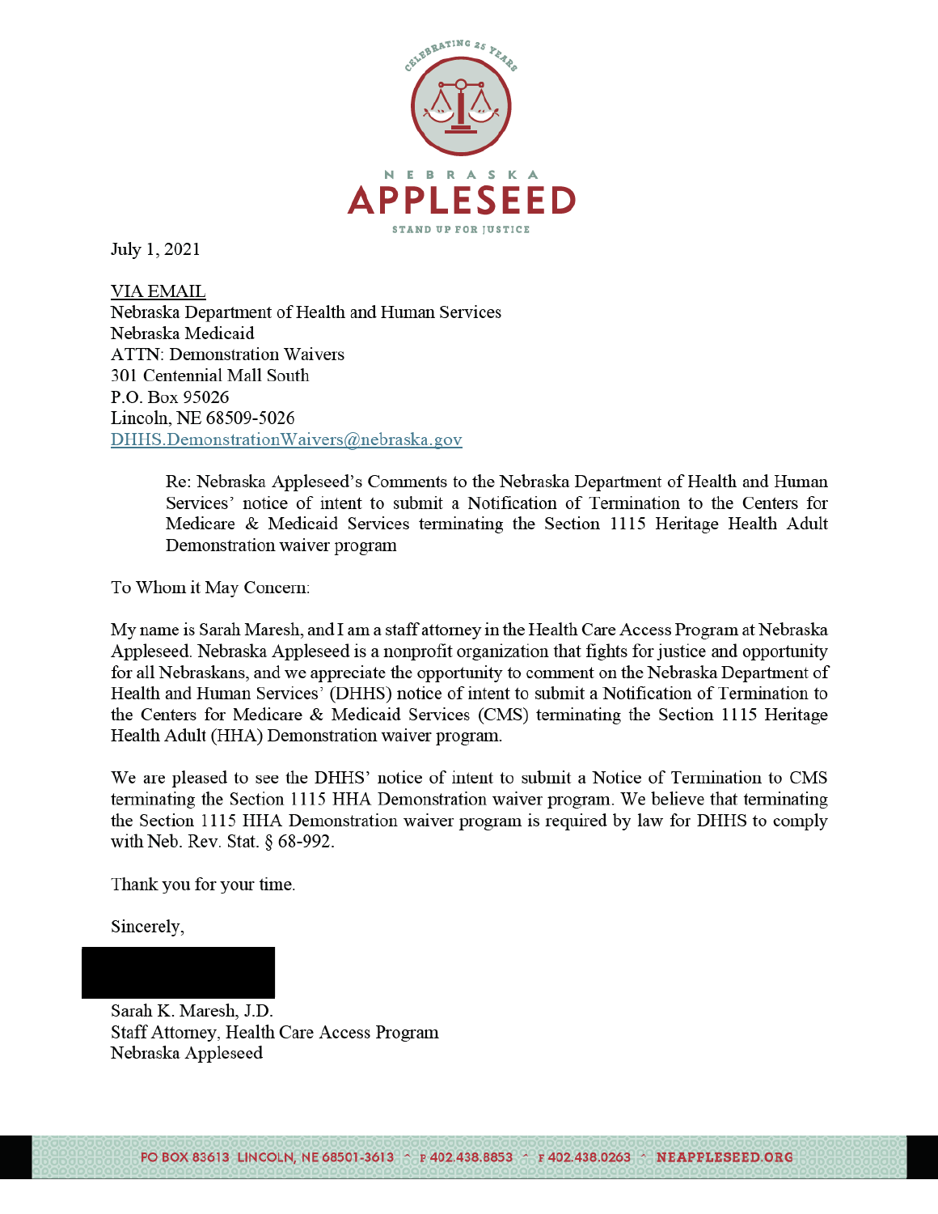NEBRASKA

APPLESEED

STAND UP FOR JUSTICE

July 1, 2021

VIA EMAIL
Nebraska Department of Health and Human Services
Nebraska Medicaid
ATTN: Demonstration Waivers
301 Centennial Mall South
P.O. Box 95026
Lincoln, NE 68509-5026
DHHS.DemonstrationWaivers@nebraska.gov

> Re: Nebraska Appleseed's Comments to the Nebraska Department of Health and Human Services' notice of intent to submit a Notification of Termination to the Centers for Medicare & Medicaid Services terminating the Section 1115 Heritage Health Adult Demonstration waiver program

To Whom it May Concern:

My name is Sarah Maresh, and I am a staff attorney in the Health Care Access Program at Nebraska Appleseed. Nebraska Appleseed is a nonprofit organization that fights for justice and opportunity for all Nebraskans, and we appreciate the opportunity to comment on the Nebraska Department of Health and Human Services' (DHHS) notice of intent to submit a Notification of Termination to the Centers for Medicare & Medicaid Services (CMS) terminating the Section 1115 Heritage Health Adult (HHA) Demonstration waiver program.

We are pleased to see the DHHS' notice of intent to submit a Notice of Termination to CMS terminating the Section 1115 HHA Demonstration waiver program. We believe that terminating the Section 1115 HHA Demonstration waiver program is required by law for DHHS to comply with Neb. Rev. Stat. § 68-992.

Thank you for your time.

Sincerely,

Sarah K. Maresh, J.D.
Staff Attorney, Health Care Access Program
Nebraska Appleseed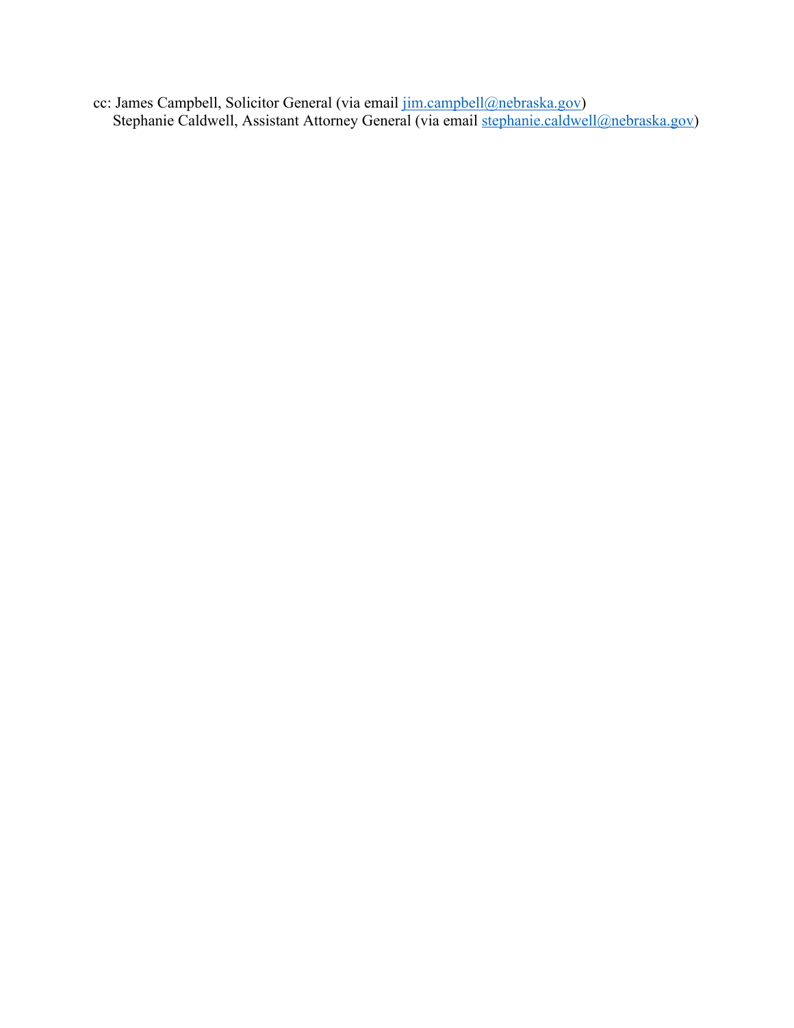cc: James Campbell, Solicitor General (via email jim.campbell@nebraska.gov)
    Stephanie Caldwell, Assistant Attorney General (via email stephanie.caldwell@nebraska.gov)